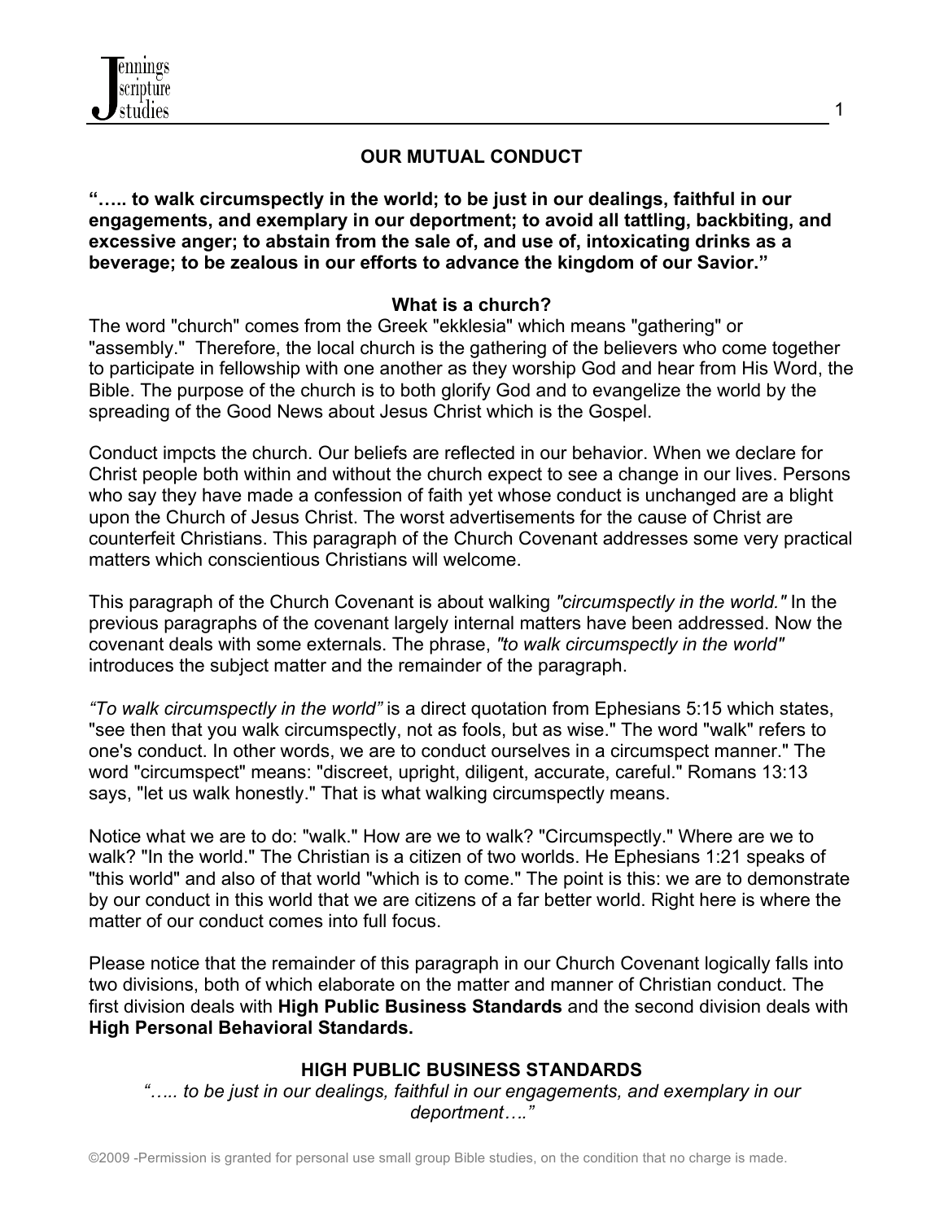# OUR MUTUAL CONDUCT

**"….. to walk circumspectly in the world; to be just in our dealings, faithful in our engagements, and exemplary in our deportment; to avoid all tattling, backbiting, and excessive anger; to abstain from the sale of, and use of, intoxicating drinks as a beverage; to be zealous in our efforts to advance the kingdom of our Savior."**

## What is a church?

The word "church" comes from the Greek "ekklesia" which means "gathering" or "assembly." Therefore, the local church is the gathering of the believers who come together to participate in fellowship with one another as they worship God and hear from His Word, the Bible. The purpose of the church is to both glorify God and to evangelize the world by the spreading of the Good News about Jesus Christ which is the Gospel.

Conduct impcts the church. Our beliefs are reflected in our behavior. When we declare for Christ people both within and without the church expect to see a change in our lives. Persons who say they have made a confession of faith yet whose conduct is unchanged are a blight upon the Church of Jesus Christ. The worst advertisements for the cause of Christ are counterfeit Christians. This paragraph of the Church Covenant addresses some very practical matters which conscientious Christians will welcome.

This paragraph of the Church Covenant is about walking *"circumspectly in the world."* In the previous paragraphs of the covenant largely internal matters have been addressed. Now the covenant deals with some externals. The phrase, *"to walk circumspectly in the world"* introduces the subject matter and the remainder of the paragraph.

*"To walk circumspectly in the world"* is a direct quotation from Ephesians 5:15 which states, "see then that you walk circumspectly, not as fools, but as wise." The word "walk" refers to one's conduct. In other words, we are to conduct ourselves in a circumspect manner." The word "circumspect" means: "discreet, upright, diligent, accurate, careful." Romans 13:13 says, "let us walk honestly." That is what walking circumspectly means.

Notice what we are to do: "walk." How are we to walk? "Circumspectly." Where are we to walk? "In the world." The Christian is a citizen of two worlds. He Ephesians 1:21 speaks of "this world" and also of that world "which is to come." The point is this: we are to demonstrate by our conduct in this world that we are citizens of a far better world. Right here is where the matter of our conduct comes into full focus.

Please notice that the remainder of this paragraph in our Church Covenant logically falls into two divisions, both of which elaborate on the matter and manner of Christian conduct. The first division deals with **High Public Business Standards** and the second division deals with **High Personal Behavioral Standards.**

## HIGH PUBLIC BUSINESS STANDARDS

*"….. to be just in our dealings, faithful in our engagements, and exemplary in our deportment…."*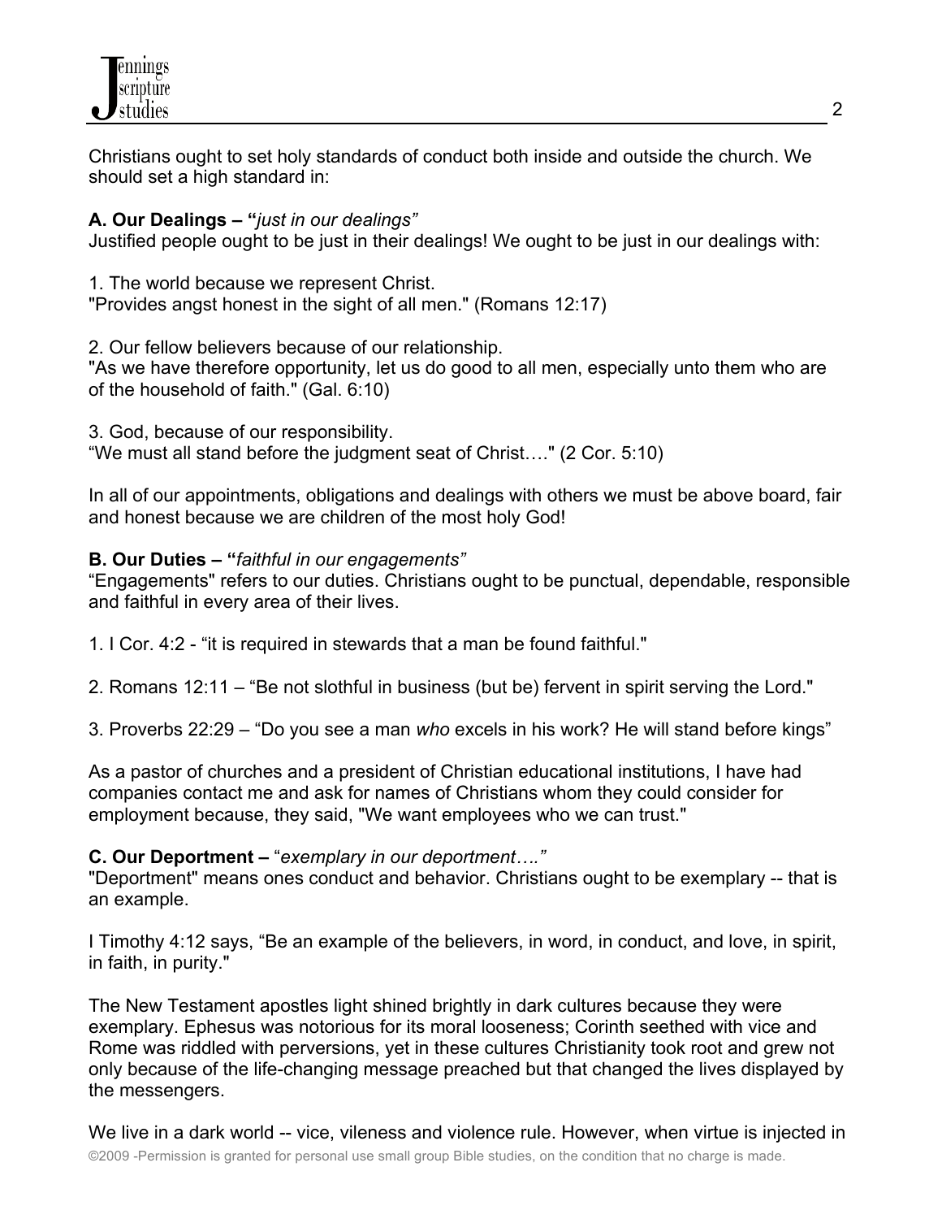Christians ought to set holy standards of conduct both inside and outside the church. We should set a high standard in:

**A. Our Dealings – "***just in our dealings"*
Justified people ought to be just in their dealings! We ought to be just in our dealings with:

1. The world because we represent Christ.
"Provides angst honest in the sight of all men." (Romans 12:17)

2. Our fellow believers because of our relationship.
"As we have therefore opportunity, let us do good to all men, especially unto them who are of the household of faith." (Gal. 6:10)

3. God, because of our responsibility.
"We must all stand before the judgment seat of Christ…." (2 Cor. 5:10)

In all of our appointments, obligations and dealings with others we must be above board, fair and honest because we are children of the most holy God!

**B. Our Duties – "***faithful in our engagements"*
"Engagements" refers to our duties. Christians ought to be punctual, dependable, responsible and faithful in every area of their lives.

1. I Cor. 4:2 - "it is required in stewards that a man be found faithful."

2. Romans 12:11 – "Be not slothful in business (but be) fervent in spirit serving the Lord."

3. Proverbs 22:29 – "Do you see a man *who* excels in his work? He will stand before kings"

As a pastor of churches and a president of Christian educational institutions, I have had companies contact me and ask for names of Christians whom they could consider for employment because, they said, "We want employees who we can trust."

**C. Our Deportment –** "*exemplary in our deportment…."*
"Deportment" means ones conduct and behavior. Christians ought to be exemplary -- that is an example.

I Timothy 4:12 says, "Be an example of the believers, in word, in conduct, and love, in spirit, in faith, in purity."

The New Testament apostles light shined brightly in dark cultures because they were exemplary. Ephesus was notorious for its moral looseness; Corinth seethed with vice and Rome was riddled with perversions, yet in these cultures Christianity took root and grew not only because of the life-changing message preached but that changed the lives displayed by the messengers.

We live in a dark world -- vice, vileness and violence rule. However, when virtue is injected in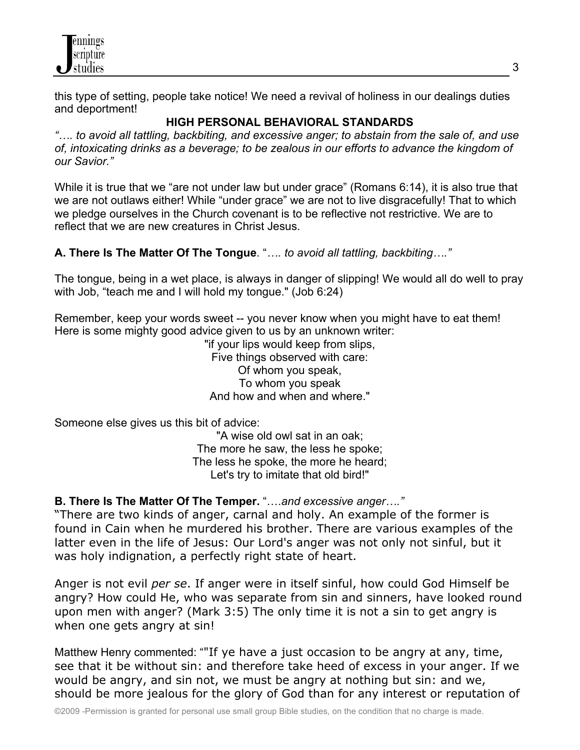this type of setting, people take notice! We need a revival of holiness in our dealings duties and deportment!

## HIGH PERSONAL BEHAVIORAL STANDARDS

*"…. to avoid all tattling, backbiting, and excessive anger; to abstain from the sale of, and use of, intoxicating drinks as a beverage; to be zealous in our efforts to advance the kingdom of our Savior."*

While it is true that we "are not under law but under grace" (Romans 6:14), it is also true that we are not outlaws either! While "under grace" we are not to live disgracefully! That to which we pledge ourselves in the Church covenant is to be reflective not restrictive. We are to reflect that we are new creatures in Christ Jesus.

**A. There Is The Matter Of The Tongue**. "*…. to avoid all tattling, backbiting…."*

The tongue, being in a wet place, is always in danger of slipping! We would all do well to pray with Job, "teach me and I will hold my tongue." (Job 6:24)

Remember, keep your words sweet -- you never know when you might have to eat them! Here is some mighty good advice given to us by an unknown writer:

"if your lips would keep from slips,
Five things observed with care:
Of whom you speak,
To whom you speak
And how and when and where."

Someone else gives us this bit of advice:

"A wise old owl sat in an oak;
The more he saw, the less he spoke;
The less he spoke, the more he heard;
Let's try to imitate that old bird!"

**B. There Is The Matter Of The Temper.** "*….and excessive anger…."*

"There are two kinds of anger, carnal and holy. An example of the former is found in Cain when he murdered his brother. There are various examples of the latter even in the life of Jesus: Our Lord's anger was not only not sinful, but it was holy indignation, a perfectly right state of heart.

Anger is not evil *per se*. If anger were in itself sinful, how could God Himself be angry? How could He, who was separate from sin and sinners, have looked round upon men with anger? (Mark 3:5) The only time it is not a sin to get angry is when one gets angry at sin!

Matthew Henry commented: ""If ye have a just occasion to be angry at any, time, see that it be without sin: and therefore take heed of excess in your anger. If we would be angry, and sin not, we must be angry at nothing but sin: and we, should be more jealous for the glory of God than for any interest or reputation of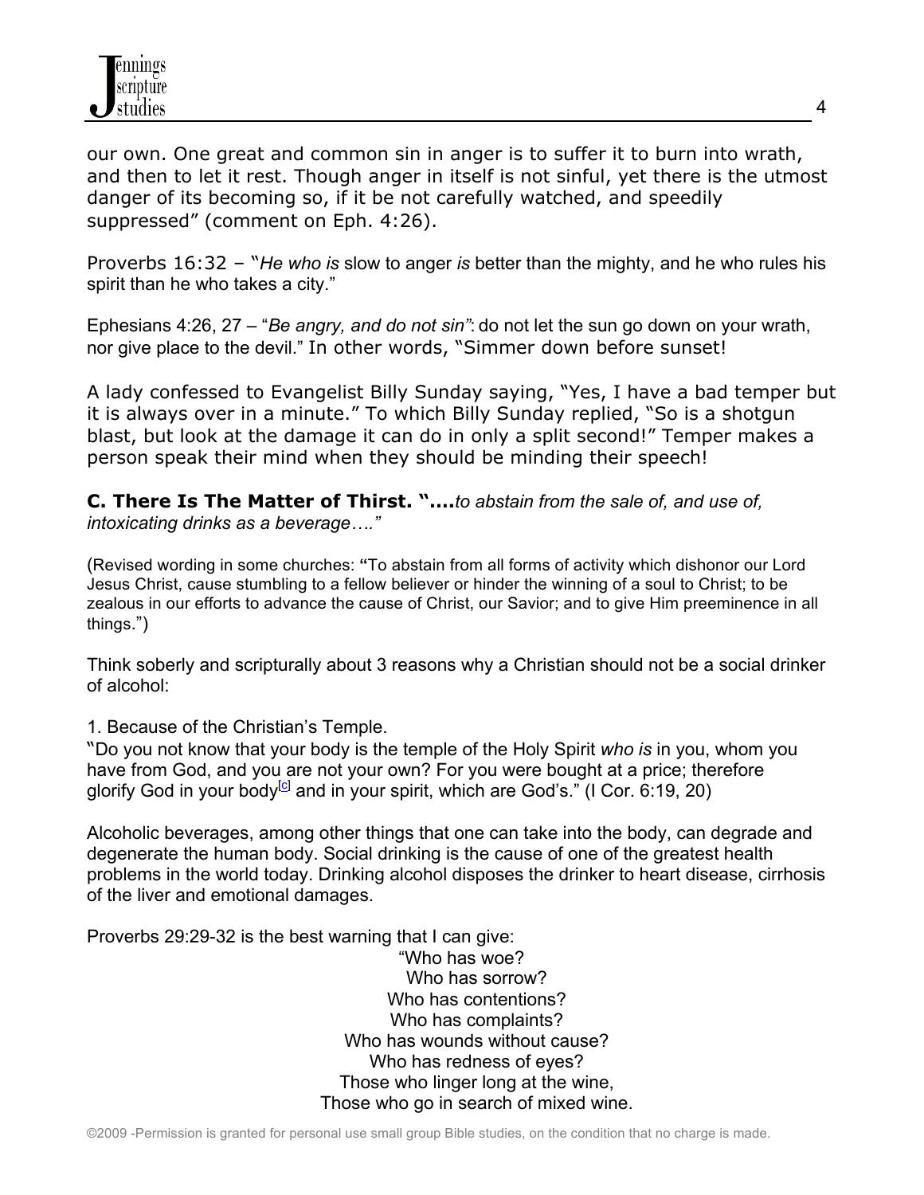our own. One great and common sin in anger is to suffer it to burn into wrath, and then to let it rest. Though anger in itself is not sinful, yet there is the utmost danger of its becoming so, if it be not carefully watched, and speedily suppressed" (comment on Eph. 4:26).

Proverbs 16:32 – "*He who is* slow to anger *is* better than the mighty, and he who rules his spirit than he who takes a city."

Ephesians 4:26, 27 – "*Be angry, and do not sin"*: do not let the sun go down on your wrath, nor give place to the devil." In other words, "Simmer down before sunset!

A lady confessed to Evangelist Billy Sunday saying, "Yes, I have a bad temper but it is always over in a minute." To which Billy Sunday replied, "So is a shotgun blast, but look at the damage it can do in only a split second!" Temper makes a person speak their mind when they should be minding their speech!

**C. There Is The Matter of Thirst. "....***to abstain from the sale of, and use of, intoxicating drinks as a beverage…."*

(Revised wording in some churches: **"**To abstain from all forms of activity which dishonor our Lord Jesus Christ, cause stumbling to a fellow believer or hinder the winning of a soul to Christ; to be zealous in our efforts to advance the cause of Christ, our Savior; and to give Him preeminence in all things.")

Think soberly and scripturally about 3 reasons why a Christian should not be a social drinker of alcohol:

1. Because of the Christian's Temple.

"Do you not know that your body is the temple of the Holy Spirit *who is* in you, whom you have from God, and you are not your own? For you were bought at a price; therefore glorify God in your body[c] and in your spirit, which are God's." (I Cor. 6:19, 20)

Alcoholic beverages, among other things that one can take into the body, can degrade and degenerate the human body. Social drinking is the cause of one of the greatest health problems in the world today. Drinking alcohol disposes the drinker to heart disease, cirrhosis of the liver and emotional damages.

Proverbs 29:29-32 is the best warning that I can give:

"Who has woe?
Who has sorrow?
Who has contentions?
Who has complaints?
Who has wounds without cause?
Who has redness of eyes?
Those who linger long at the wine,
Those who go in search of mixed wine.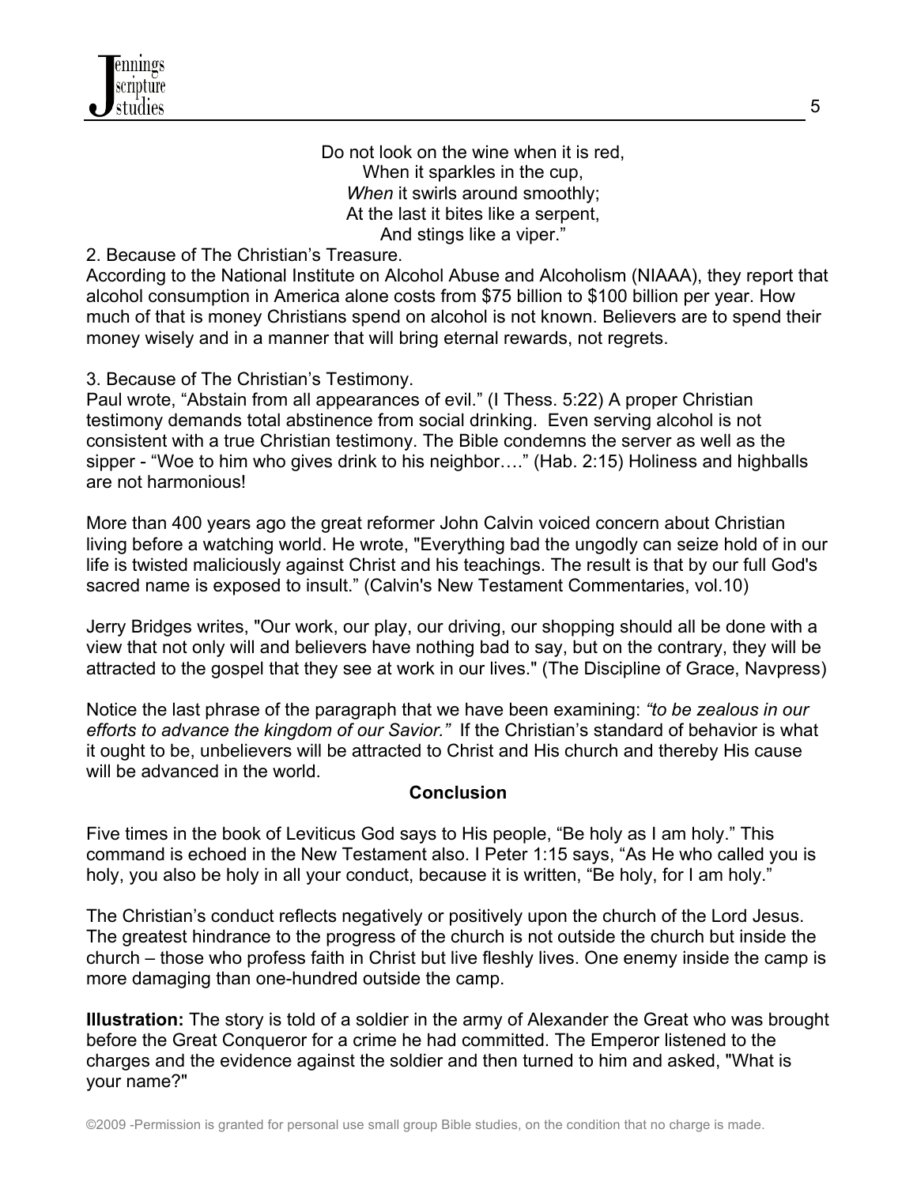Do not look on the wine when it is red,  
When it sparkles in the cup,  
*When* it swirls around smoothly;  
At the last it bites like a serpent,  
And stings like a viper."

2. Because of The Christian's Treasure.

According to the National Institute on Alcohol Abuse and Alcoholism (NIAAA), they report that alcohol consumption in America alone costs from $75 billion to $100 billion per year. How much of that is money Christians spend on alcohol is not known. Believers are to spend their money wisely and in a manner that will bring eternal rewards, not regrets.

3. Because of The Christian's Testimony.

Paul wrote, "Abstain from all appearances of evil." (I Thess. 5:22) A proper Christian testimony demands total abstinence from social drinking. Even serving alcohol is not consistent with a true Christian testimony. The Bible condemns the server as well as the sipper - "Woe to him who gives drink to his neighbor…." (Hab. 2:15) Holiness and highballs are not harmonious!

More than 400 years ago the great reformer John Calvin voiced concern about Christian living before a watching world. He wrote, "Everything bad the ungodly can seize hold of in our life is twisted maliciously against Christ and his teachings. The result is that by our full God's sacred name is exposed to insult." (Calvin's New Testament Commentaries, vol.10)

Jerry Bridges writes, "Our work, our play, our driving, our shopping should all be done with a view that not only will and believers have nothing bad to say, but on the contrary, they will be attracted to the gospel that they see at work in our lives." (The Discipline of Grace, Navpress)

Notice the last phrase of the paragraph that we have been examining: *"to be zealous in our efforts to advance the kingdom of our Savior."* If the Christian's standard of behavior is what it ought to be, unbelievers will be attracted to Christ and His church and thereby His cause will be advanced in the world.

## Conclusion

Five times in the book of Leviticus God says to His people, "Be holy as I am holy." This command is echoed in the New Testament also. I Peter 1:15 says, "As He who called you is holy, you also be holy in all your conduct, because it is written, "Be holy, for I am holy."

The Christian's conduct reflects negatively or positively upon the church of the Lord Jesus. The greatest hindrance to the progress of the church is not outside the church but inside the church – those who profess faith in Christ but live fleshly lives. One enemy inside the camp is more damaging than one-hundred outside the camp.

**Illustration:** The story is told of a soldier in the army of Alexander the Great who was brought before the Great Conqueror for a crime he had committed. The Emperor listened to the charges and the evidence against the soldier and then turned to him and asked, "What is your name?"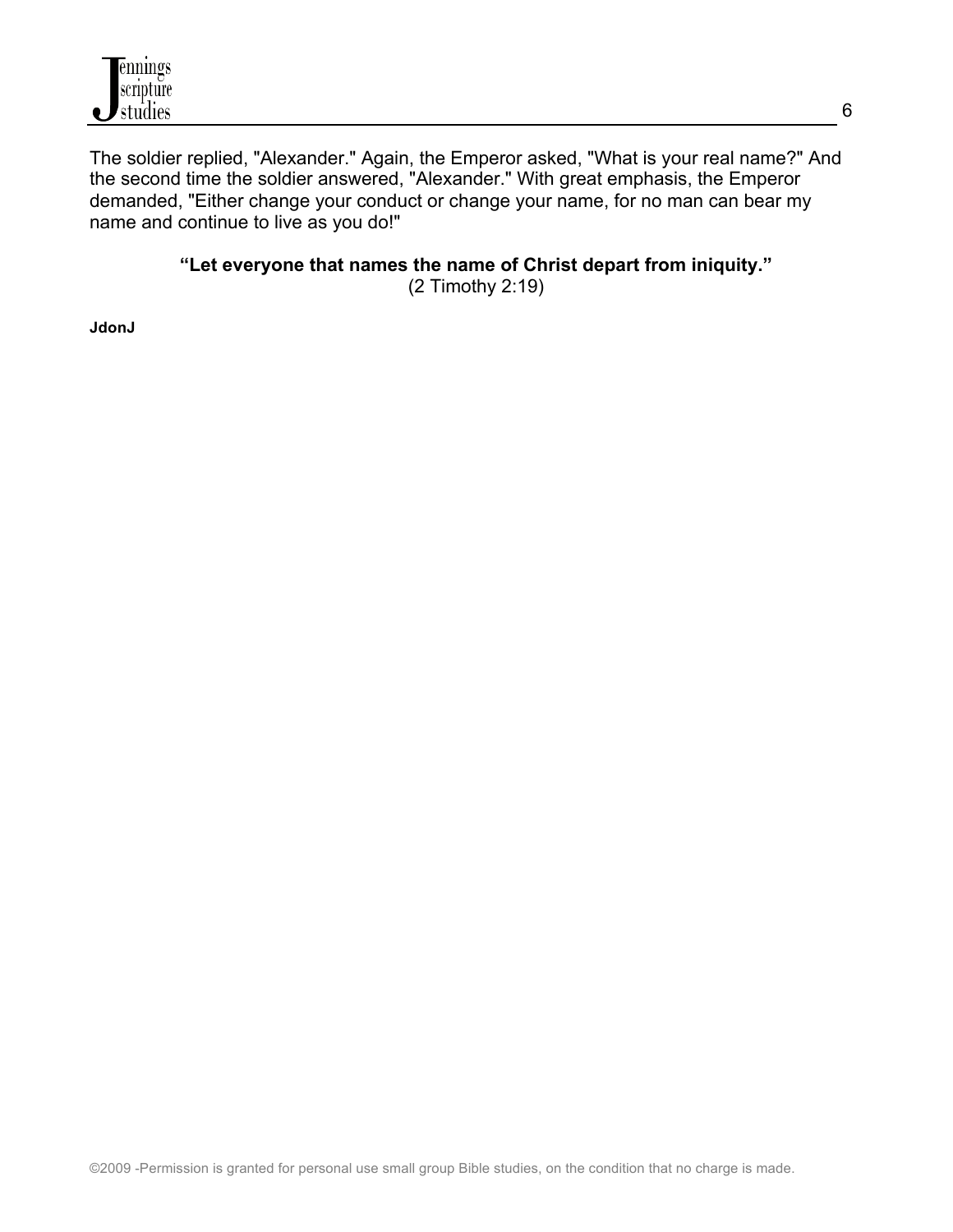The soldier replied, "Alexander." Again, the Emperor asked, "What is your real name?" And the second time the soldier answered, "Alexander." With great emphasis, the Emperor demanded, "Either change your conduct or change your name, for no man can bear my name and continue to live as you do!"

**"Let everyone that names the name of Christ depart from iniquity."**
(2 Timothy 2:19)

**JdonJ**